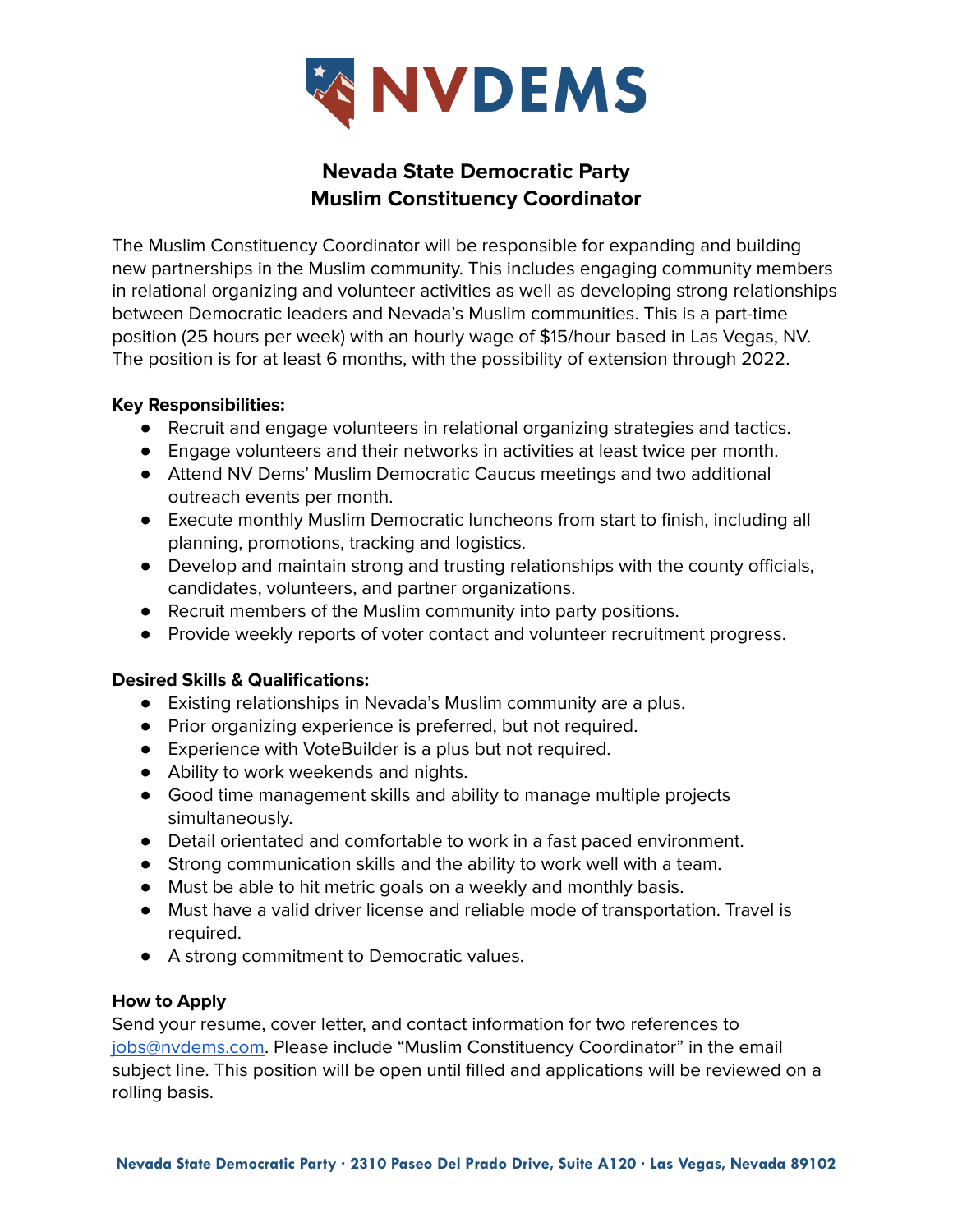# NVDEMS

## Nevada State Democratic Party
## Muslim Constituency Coordinator

The Muslim Constituency Coordinator will be responsible for expanding and building new partnerships in the Muslim community. This includes engaging community members in relational organizing and volunteer activities as well as developing strong relationships between Democratic leaders and Nevada's Muslim communities. This is a part-time position (25 hours per week) with an hourly wage of $15/hour based in Las Vegas, NV. The position is for at least 6 months, with the possibility of extension through 2022.

**Key Responsibilities:**

- Recruit and engage volunteers in relational organizing strategies and tactics.
- Engage volunteers and their networks in activities at least twice per month.
- Attend NV Dems' Muslim Democratic Caucus meetings and two additional outreach events per month.
- Execute monthly Muslim Democratic luncheons from start to finish, including all planning, promotions, tracking and logistics.
- Develop and maintain strong and trusting relationships with the county officials, candidates, volunteers, and partner organizations.
- Recruit members of the Muslim community into party positions.
- Provide weekly reports of voter contact and volunteer recruitment progress.

**Desired Skills & Qualifications:**

- Existing relationships in Nevada's Muslim community are a plus.
- Prior organizing experience is preferred, but not required.
- Experience with VoteBuilder is a plus but not required.
- Ability to work weekends and nights.
- Good time management skills and ability to manage multiple projects simultaneously.
- Detail orientated and comfortable to work in a fast paced environment.
- Strong communication skills and the ability to work well with a team.
- Must be able to hit metric goals on a weekly and monthly basis.
- Must have a valid driver license and reliable mode of transportation. Travel is required.
- A strong commitment to Democratic values.

**How to Apply**

Send your resume, cover letter, and contact information for two references to jobs@nvdems.com. Please include "Muslim Constituency Coordinator" in the email subject line. This position will be open until filled and applications will be reviewed on a rolling basis.

**Nevada State Democratic Party · 2310 Paseo Del Prado Drive, Suite A120 · Las Vegas, Nevada 89102**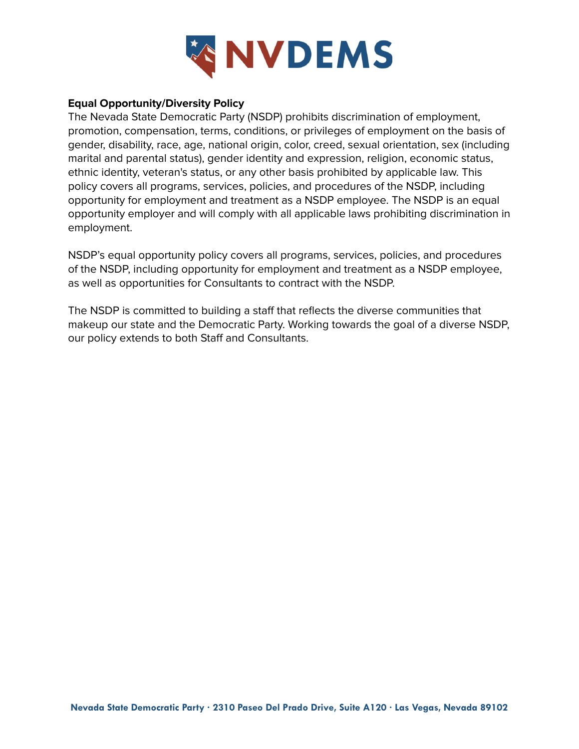**Equal Opportunity/Diversity Policy**

The Nevada State Democratic Party (NSDP) prohibits discrimination of employment, promotion, compensation, terms, conditions, or privileges of employment on the basis of gender, disability, race, age, national origin, color, creed, sexual orientation, sex (including marital and parental status), gender identity and expression, religion, economic status, ethnic identity, veteran's status, or any other basis prohibited by applicable law. This policy covers all programs, services, policies, and procedures of the NSDP, including opportunity for employment and treatment as a NSDP employee. The NSDP is an equal opportunity employer and will comply with all applicable laws prohibiting discrimination in employment.

NSDP's equal opportunity policy covers all programs, services, policies, and procedures of the NSDP, including opportunity for employment and treatment as a NSDP employee, as well as opportunities for Consultants to contract with the NSDP.

The NSDP is committed to building a staff that reflects the diverse communities that makeup our state and the Democratic Party. Working towards the goal of a diverse NSDP, our policy extends to both Staff and Consultants.